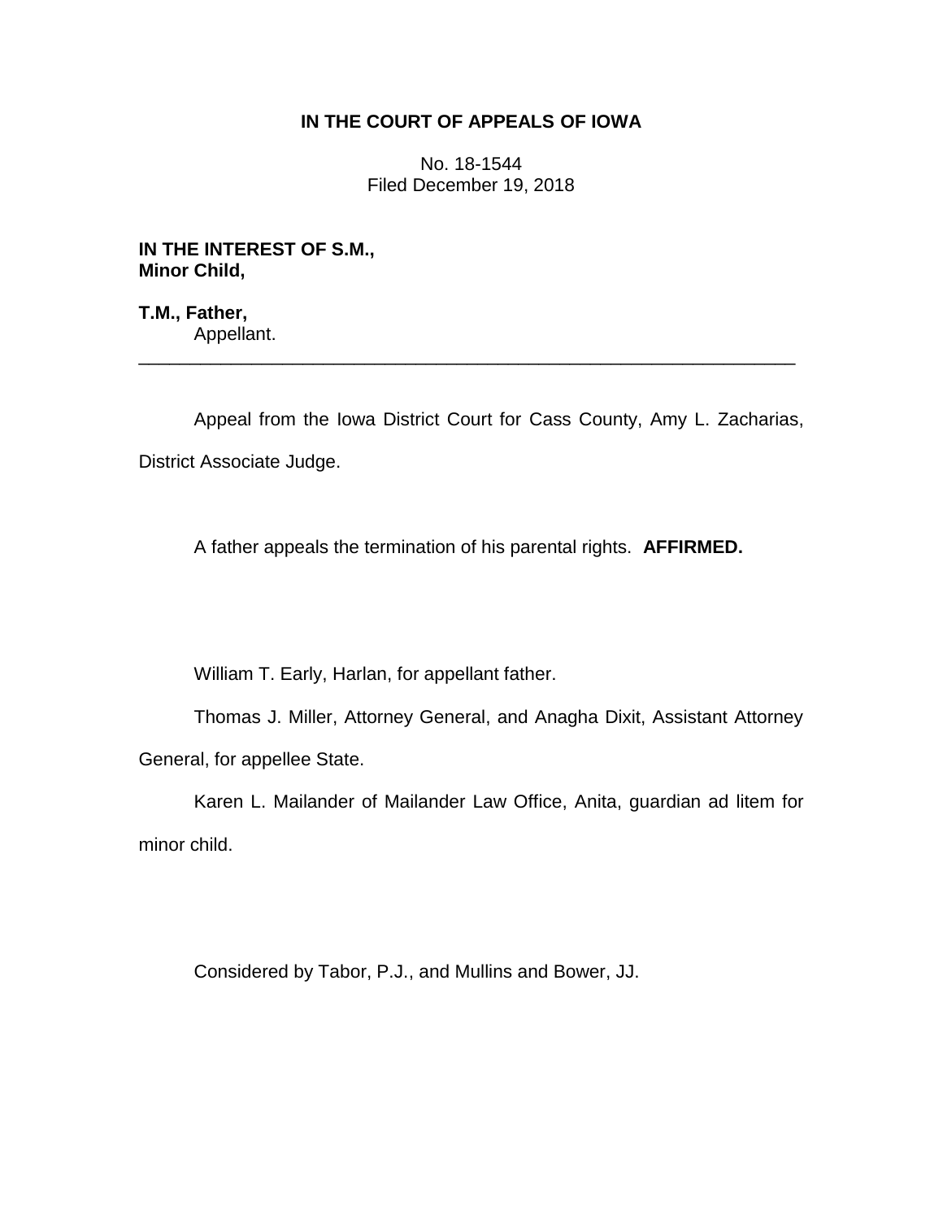**IN THE COURT OF APPEALS OF IOWA**

No. 18-1544
Filed December 19, 2018

**IN THE INTEREST OF S.M.,**
**Minor Child,**

**T.M., Father,**
Appellant.

---

Appeal from the Iowa District Court for Cass County, Amy L. Zacharias, District Associate Judge.

A father appeals the termination of his parental rights. **AFFIRMED.**

William T. Early, Harlan, for appellant father.

Thomas J. Miller, Attorney General, and Anagha Dixit, Assistant Attorney General, for appellee State.

Karen L. Mailander of Mailander Law Office, Anita, guardian ad litem for minor child.

Considered by Tabor, P.J., and Mullins and Bower, JJ.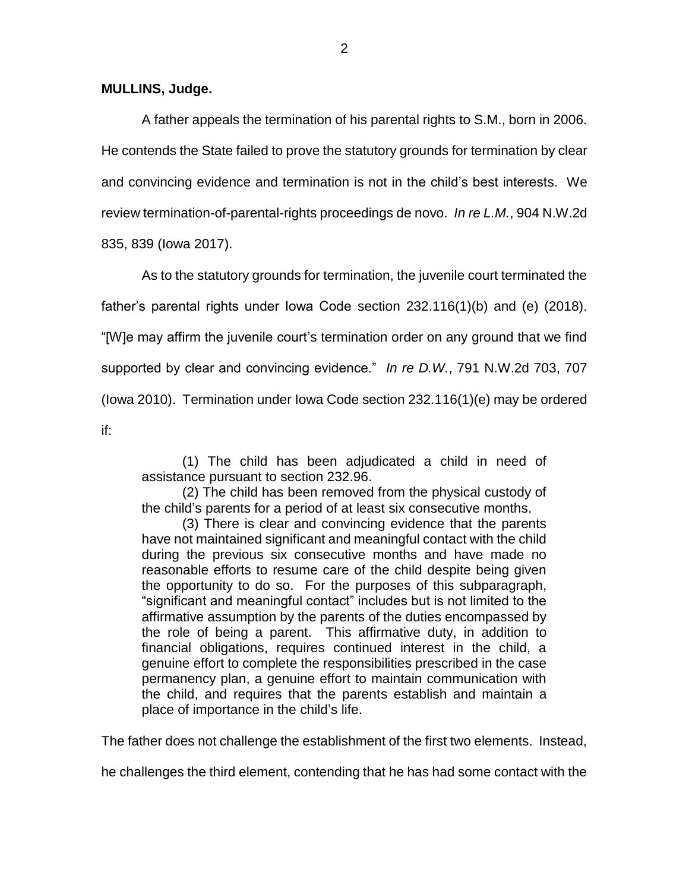**MULLINS, Judge.**

A father appeals the termination of his parental rights to S.M., born in 2006. He contends the State failed to prove the statutory grounds for termination by clear and convincing evidence and termination is not in the child's best interests. We review termination-of-parental-rights proceedings de novo. *In re L.M.*, 904 N.W.2d 835, 839 (Iowa 2017).

As to the statutory grounds for termination, the juvenile court terminated the father's parental rights under Iowa Code section 232.116(1)(b) and (e) (2018). "[W]e may affirm the juvenile court's termination order on any ground that we find supported by clear and convincing evidence." *In re D.W.*, 791 N.W.2d 703, 707 (Iowa 2010). Termination under Iowa Code section 232.116(1)(e) may be ordered if:

> (1) The child has been adjudicated a child in need of assistance pursuant to section 232.96.
>
> (2) The child has been removed from the physical custody of the child's parents for a period of at least six consecutive months.
>
> (3) There is clear and convincing evidence that the parents have not maintained significant and meaningful contact with the child during the previous six consecutive months and have made no reasonable efforts to resume care of the child despite being given the opportunity to do so. For the purposes of this subparagraph, "significant and meaningful contact" includes but is not limited to the affirmative assumption by the parents of the duties encompassed by the role of being a parent. This affirmative duty, in addition to financial obligations, requires continued interest in the child, a genuine effort to complete the responsibilities prescribed in the case permanency plan, a genuine effort to maintain communication with the child, and requires that the parents establish and maintain a place of importance in the child's life.

The father does not challenge the establishment of the first two elements. Instead, he challenges the third element, contending that he has had some contact with the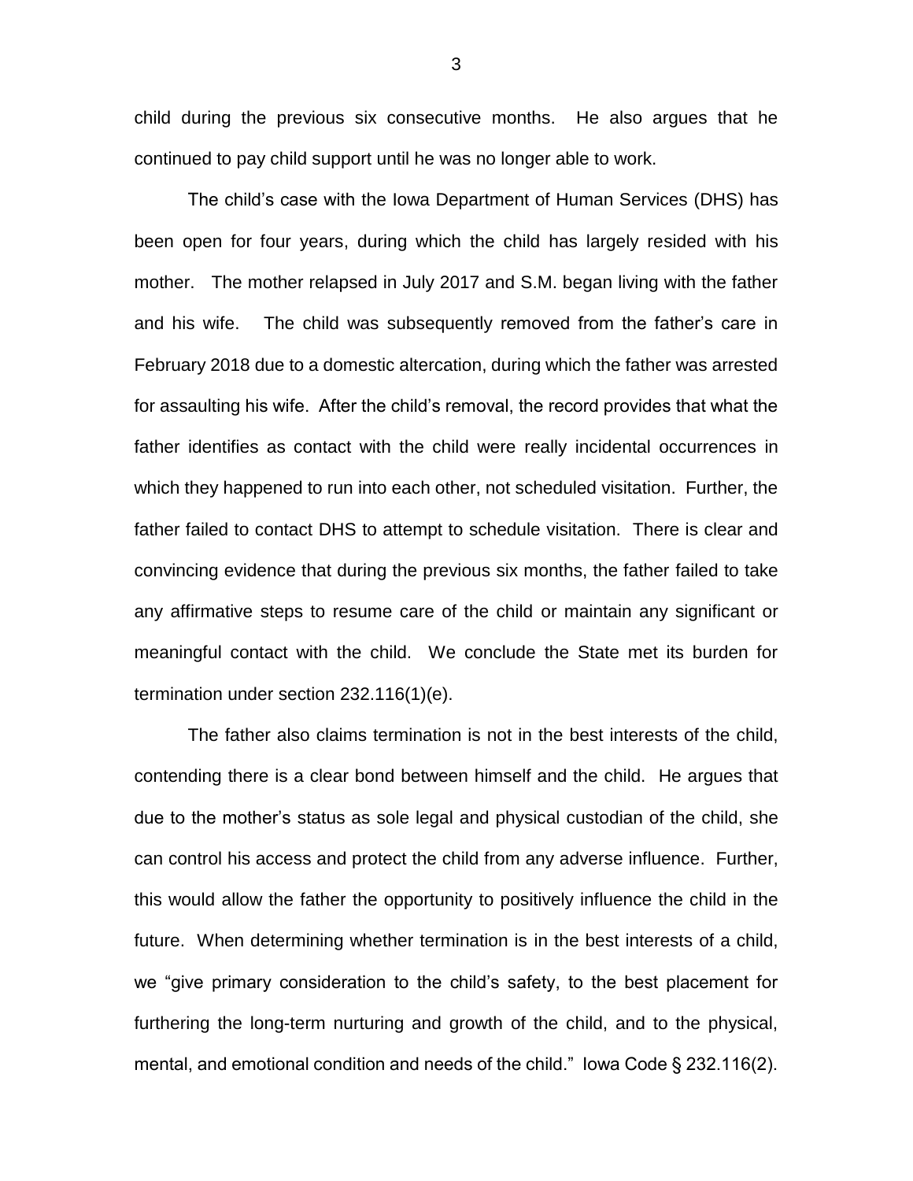child during the previous six consecutive months. He also argues that he continued to pay child support until he was no longer able to work.

The child's case with the Iowa Department of Human Services (DHS) has been open for four years, during which the child has largely resided with his mother. The mother relapsed in July 2017 and S.M. began living with the father and his wife. The child was subsequently removed from the father's care in February 2018 due to a domestic altercation, during which the father was arrested for assaulting his wife. After the child's removal, the record provides that what the father identifies as contact with the child were really incidental occurrences in which they happened to run into each other, not scheduled visitation. Further, the father failed to contact DHS to attempt to schedule visitation. There is clear and convincing evidence that during the previous six months, the father failed to take any affirmative steps to resume care of the child or maintain any significant or meaningful contact with the child. We conclude the State met its burden for termination under section 232.116(1)(e).

The father also claims termination is not in the best interests of the child, contending there is a clear bond between himself and the child. He argues that due to the mother's status as sole legal and physical custodian of the child, she can control his access and protect the child from any adverse influence. Further, this would allow the father the opportunity to positively influence the child in the future. When determining whether termination is in the best interests of a child, we "give primary consideration to the child's safety, to the best placement for furthering the long-term nurturing and growth of the child, and to the physical, mental, and emotional condition and needs of the child." Iowa Code § 232.116(2).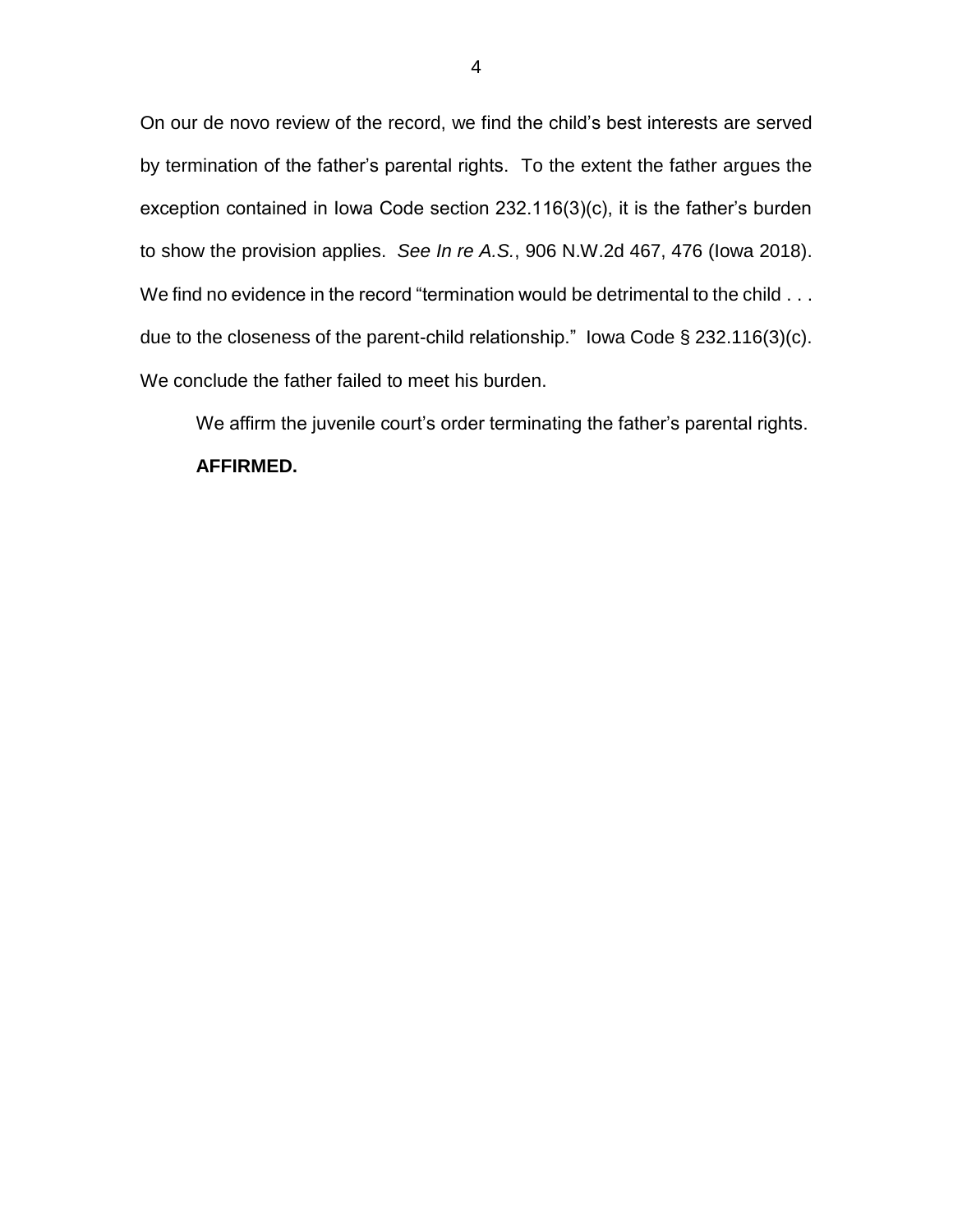On our de novo review of the record, we find the child's best interests are served by termination of the father's parental rights. To the extent the father argues the exception contained in Iowa Code section 232.116(3)(c), it is the father's burden to show the provision applies. *See In re A.S.*, 906 N.W.2d 467, 476 (Iowa 2018). We find no evidence in the record "termination would be detrimental to the child . . . due to the closeness of the parent-child relationship." Iowa Code § 232.116(3)(c). We conclude the father failed to meet his burden.

We affirm the juvenile court's order terminating the father's parental rights.

**AFFIRMED.**